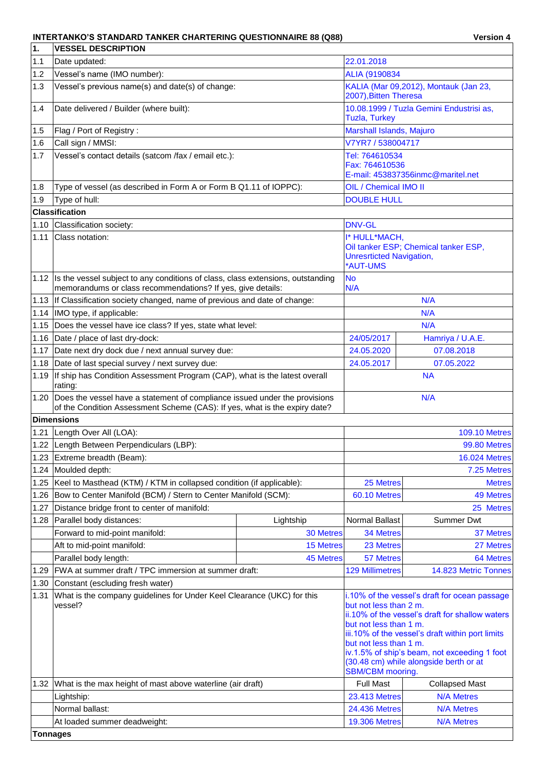**INTERTANKO'S STANDARD TANKER CHARTERING QUESTIONNAIRE 88 (Q88)** **Version 4**

| 1. | VESSEL DESCRIPTION | | | |
|---|---|---|---|---|
| 1.1 | Date updated: | | 22.01.2018 | |
| 1.2 | Vessel's name (IMO number): | | ALIA (9190834 | |
| 1.3 | Vessel's previous name(s) and date(s) of change: | | KALIA (Mar 09,2012), Montauk (Jan 23, 2007),Bitten Theresa | |
| 1.4 | Date delivered / Builder (where built): | | 10.08.1999 / Tuzla Gemini Endustrisi as, Tuzla, Turkey | |
| 1.5 | Flag / Port of Registry : | | Marshall Islands, Majuro | |
| 1.6 | Call sign / MMSI: | | V7YR7 / 538004717 | |
| 1.7 | Vessel's contact details (satcom /fax / email etc.): | | Tel: 764610534<br>Fax: 764610536<br>E-mail: 453837356inmc@maritel.net | |
| 1.8 | Type of vessel (as described in Form A or Form B Q1.11 of IOPPC): | | OIL / Chemical IMO II | |
| 1.9 | Type of hull: | | DOUBLE HULL | |
| | **Classification** | | | |
| 1.10 | Classification society: | | DNV-GL | |
| 1.11 | Class notation: | | I* HULL*MACH,<br>Oil tanker ESP; Chemical tanker ESP,<br>Unresrticted Navigation,<br>*AUT-UMS | |
| 1.12 | Is the vessel subject to any conditions of class, class extensions, outstanding memorandums or class recommendations? If yes, give details: | | No<br>N/A | |
| 1.13 | If Classification society changed, name of previous and date of change: | | N/A | |
| 1.14 | IMO type, if applicable: | | N/A | |
| 1.15 | Does the vessel have ice class? If yes, state what level: | | N/A | |
| 1.16 | Date / place of last dry-dock: | | 24/05/2017 | Hamriya / U.A.E. |
| 1.17 | Date next dry dock due / next annual survey due: | | 24.05.2020 | 07.08.2018 |
| 1.18 | Date of last special survey / next survey due: | | 24.05.2017 | 07.05.2022 |
| 1.19 | If ship has Condition Assessment Program (CAP), what is the latest overall rating: | | NA | |
| 1.20 | Does the vessel have a statement of compliance issued under the provisions of the Condition Assessment Scheme (CAS): If yes, what is the expiry date? | | N/A | |
| | **Dimensions** | | | |
| 1.21 | Length Over All (LOA): | | | 109.10 Metres |
| 1.22 | Length Between Perpendiculars (LBP): | | | 99.80 Metres |
| 1.23 | Extreme breadth (Beam): | | | 16.024 Metres |
| 1.24 | Moulded depth: | | | 7.25 Metres |
| 1.25 | Keel to Masthead (KTM) / KTM in collapsed condition (if applicable): | | 25 Metres | Metres |
| 1.26 | Bow to Center Manifold (BCM) / Stern to Center Manifold (SCM): | | 60.10 Metres | 49 Metres |
| 1.27 | Distance bridge front to center of manifold: | | | 25 Metres |
| 1.28 | Parallel body distances: | Lightship | Normal Ballast | Summer Dwt |
| | Forward to mid-point manifold: | 30 Metres | 34 Metres | 37 Metres |
| | Aft to mid-point manifold: | 15 Metres | 23 Metres | 27 Metres |
| | Parallel body length: | 45 Metres | 57 Metres | 64 Metres |
| 1.29 | FWA at summer draft / TPC immersion at summer draft: | | 129 Millimetres | 14.823 Metric Tonnes |
| 1.30 | Constant (escluding fresh water) | | | |
| 1.31 | What is the company guidelines for Under Keel Clearance (UKC) for this vessel? | | i.10% of the vessel's draft for ocean passage but not less than 2 m.<br>ii.10% of the vessel's draft for shallow waters but not less than 1 m.<br>iii.10% of the vessel's draft within port limits but not less than 1 m.<br>iv.1.5% of ship's beam, not exceeding 1 foot (30.48 cm) while alongside berth or at SBM/CBM mooring. | |
| 1.32 | What is the max height of mast above waterline (air draft) | | Full Mast | Collapsed Mast |
| | Lightship: | | 23.413 Metres | N/A Metres |
| | Normal ballast: | | 24.436 Metres | N/A Metres |
| | At loaded summer deadweight: | | 19.306 Metres | N/A Metres |
| | **Tonnages** | | | |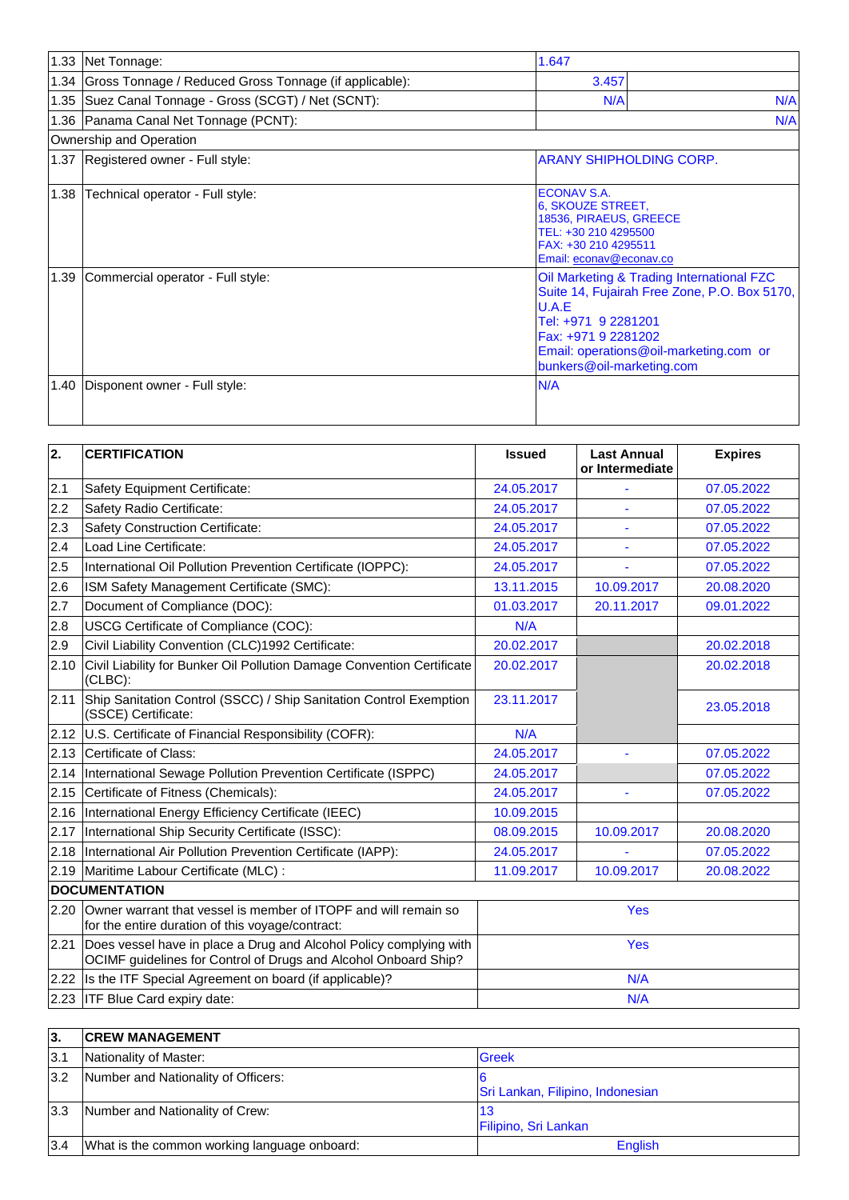| | | | |
|---|---|---|---|
| 1.33 | Net Tonnage: | 1.647 | |
| 1.34 | Gross Tonnage / Reduced Gross Tonnage (if applicable): | 3.457 | |
| 1.35 | Suez Canal Tonnage - Gross (SCGT) / Net (SCNT): | N/A | N/A |
| 1.36 | Panama Canal Net Tonnage (PCNT): | | N/A |
| Ownership and Operation | | | |
| 1.37 | Registered owner - Full style: | ARANY SHIPHOLDING CORP. | |
| 1.38 | Technical operator - Full style: | ECONAV S.A.<br>6, SKOUZE STREET,<br>18536, PIRAEUS, GREECE<br>TEL: +30 210 4295500<br>FAX: +30 210 4295511<br>Email: econav@econav.co | |
| 1.39 | Commercial operator - Full style: | Oil Marketing & Trading International FZC<br>Suite 14, Fujairah Free Zone, P.O. Box 5170, U.A.E<br>Tel: +971 9 2281201<br>Fax: +971 9 2281202<br>Email: operations@oil-marketing.com or bunkers@oil-marketing.com | |
| 1.40 | Disponent owner - Full style: | N/A | |

| 2. | CERTIFICATION | Issued | Last Annual or Intermediate | Expires |
|---|---|---|---|---|
| 2.1 | Safety Equipment Certificate: | 24.05.2017 | - | 07.05.2022 |
| 2.2 | Safety Radio Certificate: | 24.05.2017 | - | 07.05.2022 |
| 2.3 | Safety Construction Certificate: | 24.05.2017 | - | 07.05.2022 |
| 2.4 | Load Line Certificate: | 24.05.2017 | - | 07.05.2022 |
| 2.5 | International Oil Pollution Prevention Certificate (IOPPC): | 24.05.2017 | - | 07.05.2022 |
| 2.6 | ISM Safety Management Certificate (SMC): | 13.11.2015 | 10.09.2017 | 20.08.2020 |
| 2.7 | Document of Compliance (DOC): | 01.03.2017 | 20.11.2017 | 09.01.2022 |
| 2.8 | USCG Certificate of Compliance (COC): | N/A | | |
| 2.9 | Civil Liability Convention (CLC)1992 Certificate: | 20.02.2017 | | 20.02.2018 |
| 2.10 | Civil Liability for Bunker Oil Pollution Damage Convention Certificate (CLBC): | 20.02.2017 | | 20.02.2018 |
| 2.11 | Ship Sanitation Control (SSCC) / Ship Sanitation Control Exemption (SSCE) Certificate: | 23.11.2017 | | 23.05.2018 |
| 2.12 | U.S. Certificate of Financial Responsibility (COFR): | N/A | | |
| 2.13 | Certificate of Class: | 24.05.2017 | - | 07.05.2022 |
| 2.14 | International Sewage Pollution Prevention Certificate (ISPPC) | 24.05.2017 | | 07.05.2022 |
| 2.15 | Certificate of Fitness (Chemicals): | 24.05.2017 | - | 07.05.2022 |
| 2.16 | International Energy Efficiency Certificate (IEEC) | 10.09.2015 | | |
| 2.17 | International Ship Security Certificate (ISSC): | 08.09.2015 | 10.09.2017 | 20.08.2020 |
| 2.18 | International Air Pollution Prevention Certificate (IAPP): | 24.05.2017 | - | 07.05.2022 |
| 2.19 | Maritime Labour Certificate (MLC) : | 11.09.2017 | 10.09.2017 | 20.08.2022 |
| **DOCUMENTATION** | | | | |
| 2.20 | Owner warrant that vessel is member of ITOPF and will remain so for the entire duration of this voyage/contract: | Yes | | |
| 2.21 | Does vessel have in place a Drug and Alcohol Policy complying with OCIMF guidelines for Control of Drugs and Alcohol Onboard Ship? | Yes | | |
| 2.22 | Is the ITF Special Agreement on board (if applicable)? | N/A | | |
| 2.23 | ITF Blue Card expiry date: | N/A | | |

| 3. | CREW MANAGEMENT | |
|---|---|---|
| 3.1 | Nationality of Master: | Greek |
| 3.2 | Number and Nationality of Officers: | 6<br>Sri Lankan, Filipino, Indonesian |
| 3.3 | Number and Nationality of Crew: | 13<br>Filipino, Sri Lankan |
| 3.4 | What is the common working language onboard: | English |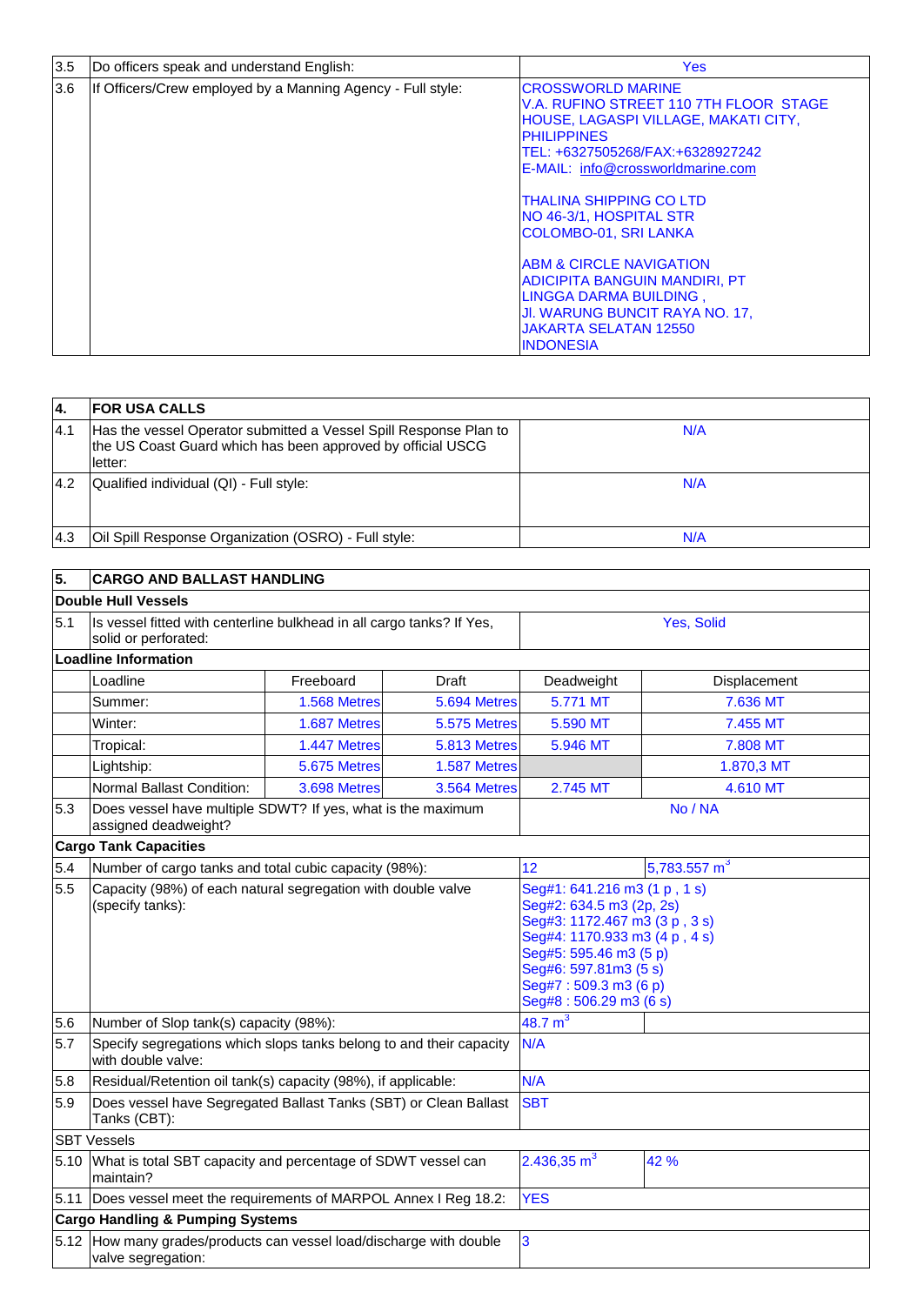| | | |
|---|---|---|
| 3.5 | Do officers speak and understand English: | Yes |
| 3.6 | If Officers/Crew employed by a Manning Agency - Full style: | CROSSWORLD MARINE<br>V.A. RUFINO STREET 110 7TH FLOOR STAGE HOUSE, LAGASPI VILLAGE, MAKATI CITY, PHILIPPINES<br>TEL: +6327505268/FAX:+6328927242<br>E-MAIL: info@crossworldmarine.com<br><br>THALINA SHIPPING CO LTD<br>NO 46-3/1, HOSPITAL STR<br>COLOMBO-01, SRI LANKA<br><br>ABM & CIRCLE NAVIGATION<br>ADICIPITA BANGUIN MANDIRI, PT<br>LINGGA DARMA BUILDING ,<br>Jl. WARUNG BUNCIT RAYA NO. 17,<br>JAKARTA SELATAN 12550<br>INDONESIA |

| **4.** | **FOR USA CALLS** | |
|---|---|---|
| 4.1 | Has the vessel Operator submitted a Vessel Spill Response Plan to the US Coast Guard which has been approved by official USCG letter: | N/A |
| 4.2 | Qualified individual (QI) - Full style: | N/A |
| 4.3 | Oil Spill Response Organization (OSRO) - Full style: | N/A |

| **5.** | **CARGO AND BALLAST HANDLING** | | | | |
|---|---|---|---|---|---|
| **Double Hull Vessels** | | | | | |
| 5.1 | Is vessel fitted with centerline bulkhead in all cargo tanks? If Yes, solid or perforated: | | | Yes, Solid | |
| **Loadline Information** | | | | | |
| | Loadline | Freeboard | Draft | Deadweight | Displacement |
| | Summer: | 1.568 Metres | 5.694 Metres | 5.771 MT | 7.636 MT |
| | Winter: | 1.687 Metres | 5.575 Metres | 5.590 MT | 7.455 MT |
| | Tropical: | 1.447 Metres | 5.813 Metres | 5.946 MT | 7.808 MT |
| | Lightship: | 5.675 Metres | 1.587 Metres | | 1.870,3 MT |
| | Normal Ballast Condition: | 3.698 Metres | 3.564 Metres | 2.745 MT | 4.610 MT |
| 5.3 | Does vessel have multiple SDWT? If yes, what is the maximum assigned deadweight? | | | No / NA | |
| **Cargo Tank Capacities** | | | | | |
| 5.4 | Number of cargo tanks and total cubic capacity (98%): | | | 12 | 5,783.557 $m^3$ |
| 5.5 | Capacity (98%) of each natural segregation with double valve (specify tanks): | | | Seg#1: 641.216 m3 (1 p , 1 s)<br>Seg#2: 634.5 m3 (2p, 2s)<br>Seg#3: 1172.467 m3 (3 p , 3 s)<br>Seg#4: 1170.933 m3 (4 p , 4 s)<br>Seg#5: 595.46 m3 (5 p)<br>Seg#6: 597.81m3 (5 s)<br>Seg#7 : 509.3 m3 (6 p)<br>Seg#8 : 506.29 m3 (6 s) | |
| 5.6 | Number of Slop tank(s) capacity (98%): | | | 48.7 $m^3$ | |
| 5.7 | Specify segregations which slops tanks belong to and their capacity with double valve: | | | N/A | |
| 5.8 | Residual/Retention oil tank(s) capacity (98%), if applicable: | | | N/A | |
| 5.9 | Does vessel have Segregated Ballast Tanks (SBT) or Clean Ballast Tanks (CBT): | | | SBT | |
| SBT Vessels | | | | | |
| 5.10 | What is total SBT capacity and percentage of SDWT vessel can maintain? | | | 2.436,35 $m^3$ | 42 % |
| 5.11 | Does vessel meet the requirements of MARPOL Annex I Reg 18.2: | | | YES | |
| **Cargo Handling & Pumping Systems** | | | | | |
| 5.12 | How many grades/products can vessel load/discharge with double valve segregation: | | | 3 | |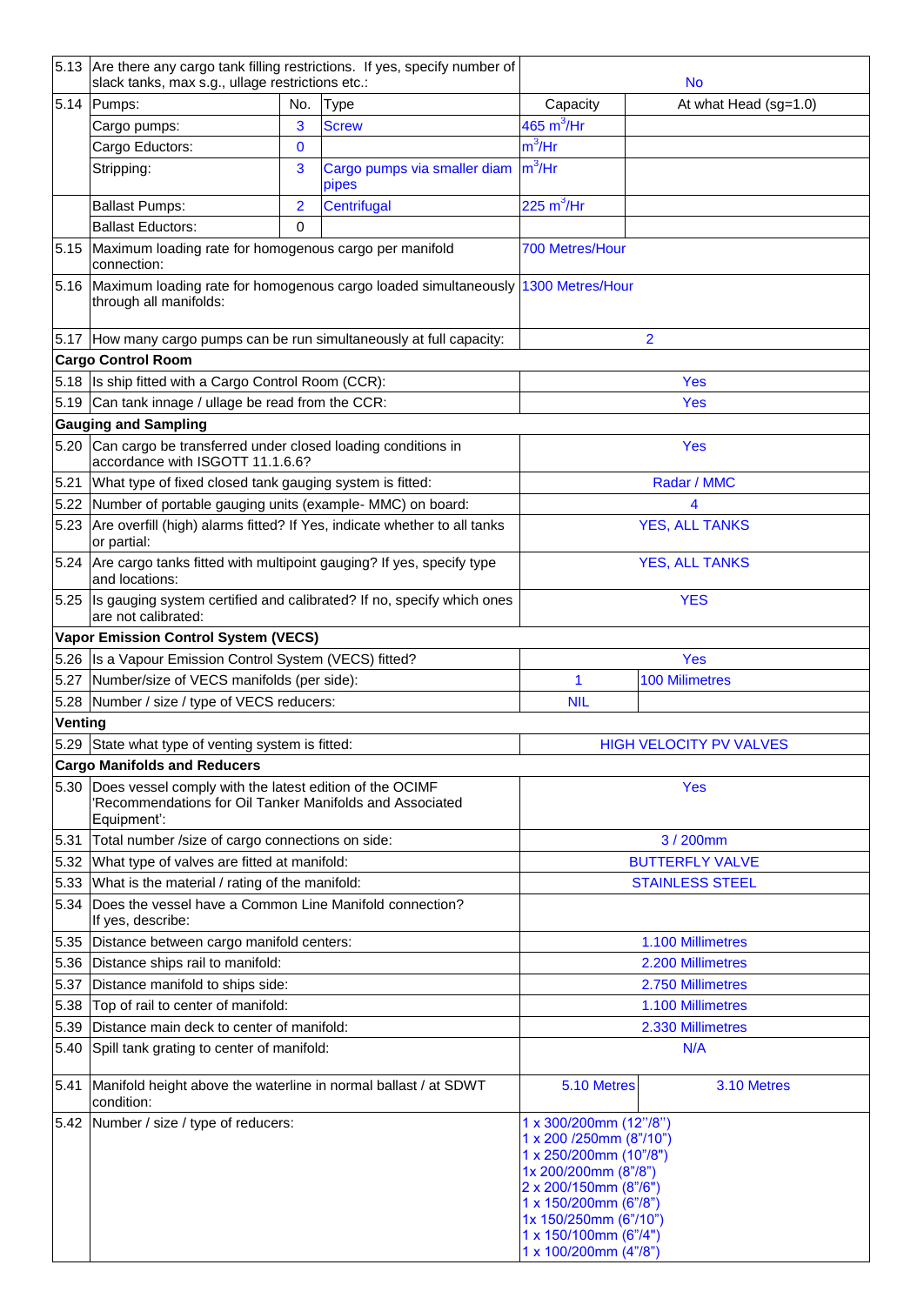| | | | | | |
|---|---|---|---|---|---|
| 5.13 | Are there any cargo tank filling restrictions. If yes, specify number of slack tanks, max s.g., ullage restrictions etc.: | | | No | |
| 5.14 | Pumps: | No. | Type | Capacity | At what Head (sg=1.0) |
| | Cargo pumps: | 3 | Screw | 465 $m^3$/Hr | |
| | Cargo Eductors: | 0 | | $m^3$/Hr | |
| | Stripping: | 3 | Cargo pumps via smaller diam pipes | $m^3$/Hr | |
| | Ballast Pumps: | 2 | Centrifugal | 225 $m^3$/Hr | |
| | Ballast Eductors: | 0 | | | |
| 5.15 | Maximum loading rate for homogenous cargo per manifold connection: | | | 700 Metres/Hour | |
| 5.16 | Maximum loading rate for homogenous cargo loaded simultaneously through all manifolds: | | | 1300 Metres/Hour | |
| 5.17 | How many cargo pumps can be run simultaneously at full capacity: | | | 2 | |
| **Cargo Control Room** | | | | | |
| 5.18 | Is ship fitted with a Cargo Control Room (CCR): | | | Yes | |
| 5.19 | Can tank innage / ullage be read from the CCR: | | | Yes | |
| **Gauging and Sampling** | | | | | |
| 5.20 | Can cargo be transferred under closed loading conditions in accordance with ISGOTT 11.1.6.6? | | | Yes | |
| 5.21 | What type of fixed closed tank gauging system is fitted: | | | Radar / MMC | |
| 5.22 | Number of portable gauging units (example- MMC) on board: | | | 4 | |
| 5.23 | Are overfill (high) alarms fitted? If Yes, indicate whether to all tanks or partial: | | | YES, ALL TANKS | |
| 5.24 | Are cargo tanks fitted with multipoint gauging? If yes, specify type and locations: | | | YES, ALL TANKS | |
| 5.25 | Is gauging system certified and calibrated? If no, specify which ones are not calibrated: | | | YES | |
| **Vapor Emission Control System (VECS)** | | | | | |
| 5.26 | Is a Vapour Emission Control System (VECS) fitted? | | | Yes | |
| 5.27 | Number/size of VECS manifolds (per side): | | | 1 | 100 Milimetres |
| 5.28 | Number / size / type of VECS reducers: | | | NIL | |
| **Venting** | | | | | |
| 5.29 | State what type of venting system is fitted: | | | HIGH VELOCITY PV VALVES | |
| **Cargo Manifolds and Reducers** | | | | | |
| 5.30 | Does vessel comply with the latest edition of the OCIMF 'Recommendations for Oil Tanker Manifolds and Associated Equipment': | | | Yes | |
| 5.31 | Total number /size of cargo connections on side: | | | 3 / 200mm | |
| 5.32 | What type of valves are fitted at manifold: | | | BUTTERFLY VALVE | |
| 5.33 | What is the material / rating of the manifold: | | | STAINLESS STEEL | |
| 5.34 | Does the vessel have a Common Line Manifold connection? If yes, describe: | | | | |
| 5.35 | Distance between cargo manifold centers: | | | 1.100 Millimetres | |
| 5.36 | Distance ships rail to manifold: | | | 2.200 Millimetres | |
| 5.37 | Distance manifold to ships side: | | | 2.750 Millimetres | |
| 5.38 | Top of rail to center of manifold: | | | 1.100 Millimetres | |
| 5.39 | Distance main deck to center of manifold: | | | 2.330 Millimetres | |
| 5.40 | Spill tank grating to center of manifold: | | | N/A | |
| 5.41 | Manifold height above the waterline in normal ballast / at SDWT condition: | | | 5.10 Metres | 3.10 Metres |
| 5.42 | Number / size / type of reducers: | | | 1 x 300/200mm (12"/8")<br>1 x 200 /250mm (8"/10")<br>1 x 250/200mm (10"/8")<br>1x 200/200mm (8"/8")<br>2 x 200/150mm (8"/6")<br>1 x 150/200mm (6"/8")<br>1x 150/250mm (6"/10")<br>1 x 150/100mm (6"/4")<br>1 x 100/200mm (4"/8") | |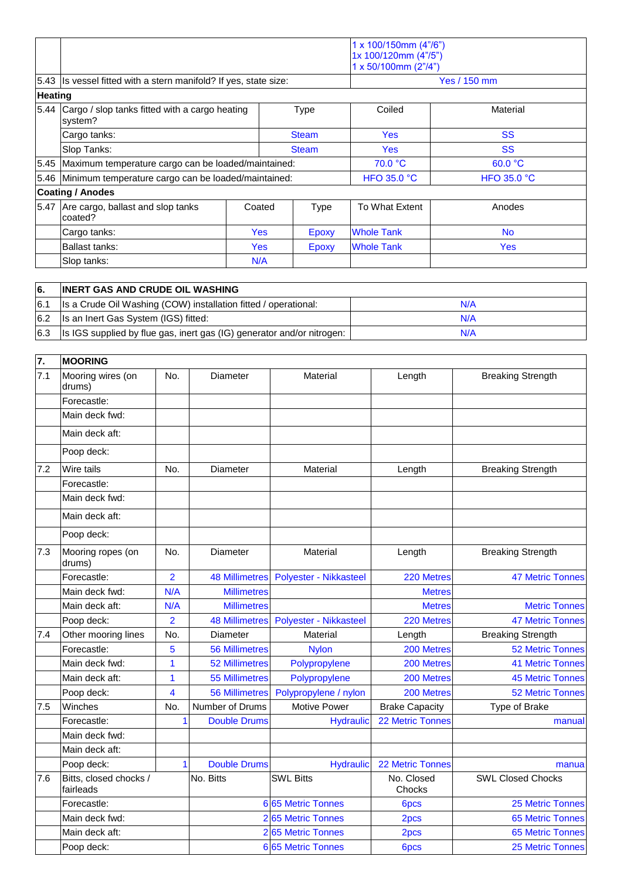| | | | | | |
|---|---|---|---|---|---|
| | | | | 1 x 100/150mm (4"/6")<br>1x 100/120mm (4"/5")<br>1 x 50/100mm (2"/4") | |
| 5.43 | Is vessel fitted with a stern manifold? If yes, state size: | | | Yes / 150 mm | |
| **Heating** | | | | | |
| 5.44 | Cargo / slop tanks fitted with a cargo heating system? | | Type | Coiled | Material |
| | Cargo tanks: | | Steam | Yes | SS |
| | Slop Tanks: | | Steam | Yes | SS |
| 5.45 | Maximum temperature cargo can be loaded/maintained: | | | 70.0 °C | 60.0 °C |
| 5.46 | Minimum temperature cargo can be loaded/maintained: | | | HFO 35.0 °C | HFO 35.0 °C |
| **Coating / Anodes** | | | | | |
| 5.47 | Are cargo, ballast and slop tanks coated? | Coated | Type | To What Extent | Anodes |
| | Cargo tanks: | Yes | Epoxy | Whole Tank | No |
| | Ballast tanks: | Yes | Epoxy | Whole Tank | Yes |
| | Slop tanks: | N/A | | | |

| **6.** | **INERT GAS AND CRUDE OIL WASHING** | |
|---|---|---|
| 6.1 | Is a Crude Oil Washing (COW) installation fitted / operational: | N/A |
| 6.2 | Is an Inert Gas System (IGS) fitted: | N/A |
| 6.3 | Is IGS supplied by flue gas, inert gas (IG) generator and/or nitrogen: | N/A |

| **7.** | **MOORING** | | | | | |
|---|---|---|---|---|---|---|
| 7.1 | Mooring wires (on drums) | No. | Diameter | Material | Length | Breaking Strength |
| | Forecastle: | | | | | |
| | Main deck fwd: | | | | | |
| | Main deck aft: | | | | | |
| | Poop deck: | | | | | |
| 7.2 | Wire tails | No. | Diameter | Material | Length | Breaking Strength |
| | Forecastle: | | | | | |
| | Main deck fwd: | | | | | |
| | Main deck aft: | | | | | |
| | Poop deck: | | | | | |
| 7.3 | Mooring ropes (on drums) | No. | Diameter | Material | Length | Breaking Strength |
| | Forecastle: | 2 | 48 Millimetres | Polyester - Nikkasteel | 220 Metres | 47 Metric Tonnes |
| | Main deck fwd: | N/A | Millimetres | | Metres | |
| | Main deck aft: | N/A | Millimetres | | Metres | Metric Tonnes |
| | Poop deck: | 2 | 48 Millimetres | Polyester - Nikkasteel | 220 Metres | 47 Metric Tonnes |
| 7.4 | Other mooring lines | No. | Diameter | Material | Length | Breaking Strength |
| | Forecastle: | 5 | 56 Millimetres | Nylon | 200 Metres | 52 Metric Tonnes |
| | Main deck fwd: | 1 | 52 Millimetres | Polypropylene | 200 Metres | 41 Metric Tonnes |
| | Main deck aft: | 1 | 55 Millimetres | Polypropylene | 200 Metres | 45 Metric Tonnes |
| | Poop deck: | 4 | 56 Millimetres | Polypropylene / nylon | 200 Metres | 52 Metric Tonnes |
| 7.5 | Winches | No. | Number of Drums | Motive Power | Brake Capacity | Type of Brake |
| | Forecastle: | 1 | Double Drums | Hydraulic | 22 Metric Tonnes | manual |
| | Main deck fwd: | | | | | |
| | Main deck aft: | | | | | |
| | Poop deck: | 1 | Double Drums | Hydraulic | 22 Metric Tonnes | manua |
| 7.6 | Bitts, closed chocks / fairleads | | No. Bitts | SWL Bitts | No. Closed Chocks | SWL Closed Chocks |
| | Forecastle: | | 6 | 65 Metric Tonnes | 6pcs | 25 Metric Tonnes |
| | Main deck fwd: | | 2 | 65 Metric Tonnes | 2pcs | 65 Metric Tonnes |
| | Main deck aft: | | 2 | 65 Metric Tonnes | 2pcs | 65 Metric Tonnes |
| | Poop deck: | | 6 | 65 Metric Tonnes | 6pcs | 25 Metric Tonnes |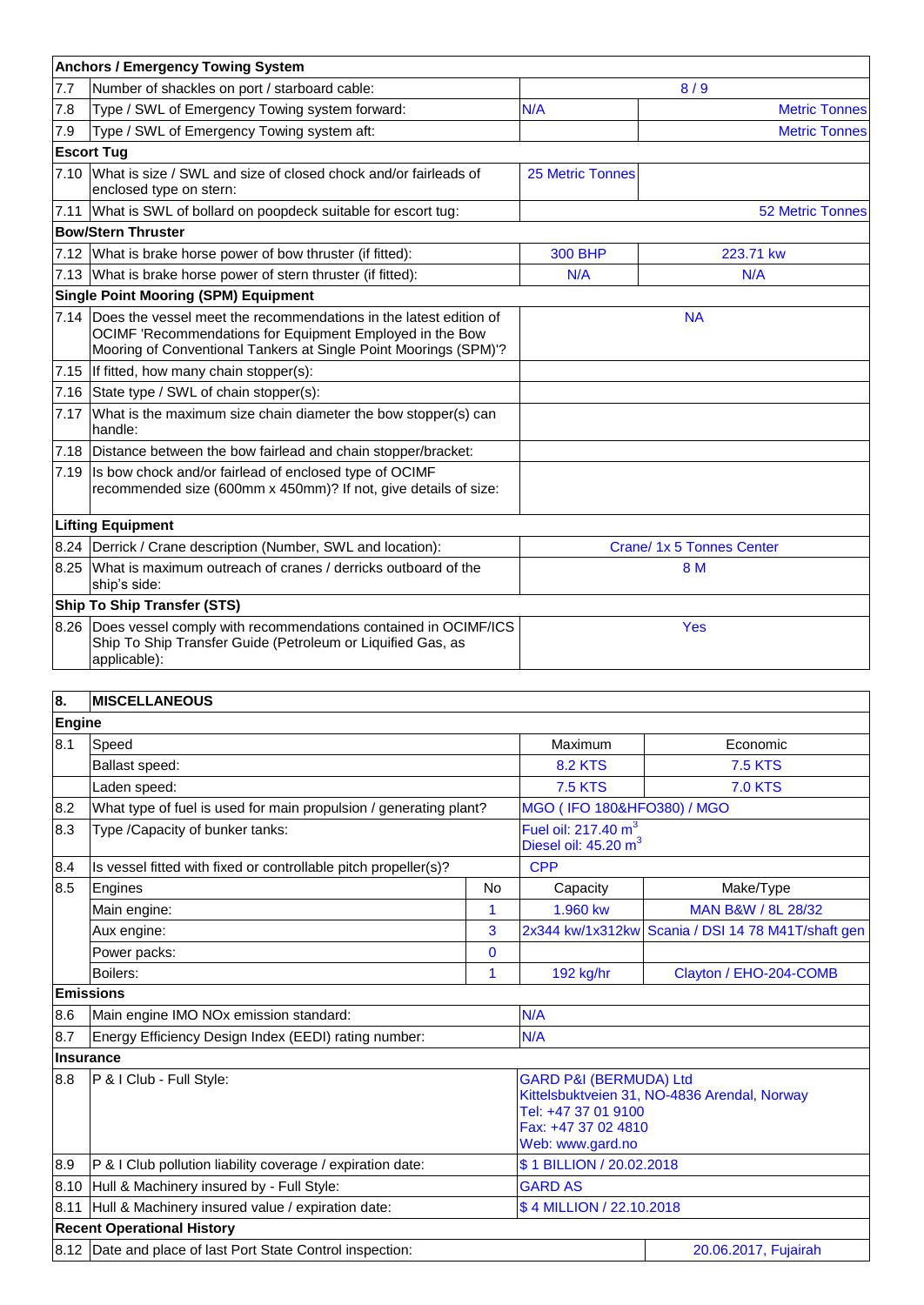| Anchors / Emergency Towing System | | | |
|---|---|---|---|
| 7.7 | Number of shackles on port / starboard cable: | 8 / 9 | |
| 7.8 | Type / SWL of Emergency Towing system forward: | N/A | Metric Tonnes |
| 7.9 | Type / SWL of Emergency Towing system aft: | | Metric Tonnes |
| **Escort Tug** | | | |
| 7.10 | What is size / SWL and size of closed chock and/or fairleads of enclosed type on stern: | 25 Metric Tonnes | |
| 7.11 | What is SWL of bollard on poopdeck suitable for escort tug: | | 52 Metric Tonnes |
| **Bow/Stern Thruster** | | | |
| 7.12 | What is brake horse power of bow thruster (if fitted): | 300 BHP | 223.71 kw |
| 7.13 | What is brake horse power of stern thruster (if fitted): | N/A | N/A |
| **Single Point Mooring (SPM) Equipment** | | | |
| 7.14 | Does the vessel meet the recommendations in the latest edition of OCIMF 'Recommendations for Equipment Employed in the Bow Mooring of Conventional Tankers at Single Point Moorings (SPM)'? | NA | |
| 7.15 | If fitted, how many chain stopper(s): | | |
| 7.16 | State type / SWL of chain stopper(s): | | |
| 7.17 | What is the maximum size chain diameter the bow stopper(s) can handle: | | |
| 7.18 | Distance between the bow fairlead and chain stopper/bracket: | | |
| 7.19 | Is bow chock and/or fairlead of enclosed type of OCIMF recommended size (600mm x 450mm)? If not, give details of size: | | |
| **Lifting Equipment** | | | |
| 8.24 | Derrick / Crane description (Number, SWL and location): | Crane/ 1x 5 Tonnes Center | |
| 8.25 | What is maximum outreach of cranes / derricks outboard of the ship's side: | 8 M | |
| **Ship To Ship Transfer (STS)** | | | |
| 8.26 | Does vessel comply with recommendations contained in OCIMF/ICS Ship To Ship Transfer Guide (Petroleum or Liquified Gas, as applicable): | Yes | |

| 8. | MISCELLANEOUS | | | |
|---|---|---|---|---|
| **Engine** | | | | |
| 8.1 | Speed | | Maximum | Economic |
| | Ballast speed: | | 8.2 KTS | 7.5 KTS |
| | Laden speed: | | 7.5 KTS | 7.0 KTS |
| 8.2 | What type of fuel is used for main propulsion / generating plant? | | MGO ( IFO 180&HFO380) / MGO | |
| 8.3 | Type /Capacity of bunker tanks: | | Fuel oil: 217.40 $m^3$<br>Diesel oil: 45.20 $m^3$ | |
| 8.4 | Is vessel fitted with fixed or controllable pitch propeller(s)? | | CPP | |
| 8.5 | Engines | No | Capacity | Make/Type |
| | Main engine: | 1 | 1.960 kw | MAN B&W / 8L 28/32 |
| | Aux engine: | 3 | 2x344 kw/1x312kw | Scania / DSI 14 78 M41T/shaft gen |
| | Power packs: | 0 | | |
| | Boilers: | 1 | 192 kg/hr | Clayton / EHO-204-COMB |
| **Emissions** | | | | |
| 8.6 | Main engine IMO NOx emission standard: | | N/A | |
| 8.7 | Energy Efficiency Design Index (EEDI) rating number: | | N/A | |
| **Insurance** | | | | |
| 8.8 | P & I Club - Full Style: | | GARD P&I (BERMUDA) Ltd<br>Kittelsbuktveien 31, NO-4836 Arendal, Norway<br>Tel: +47 37 01 9100<br>Fax: +47 37 02 4810<br>Web: www.gard.no | |
| 8.9 | P & I Club pollution liability coverage / expiration date: | | $ 1 BILLION / 20.02.2018 | |
| 8.10 | Hull & Machinery insured by - Full Style: | | GARD AS | |
| 8.11 | Hull & Machinery insured value / expiration date: | | $ 4 MILLION / 22.10.2018 | |
| **Recent Operational History** | | | | |
| 8.12 | Date and place of last Port State Control inspection: | | | 20.06.2017, Fujairah |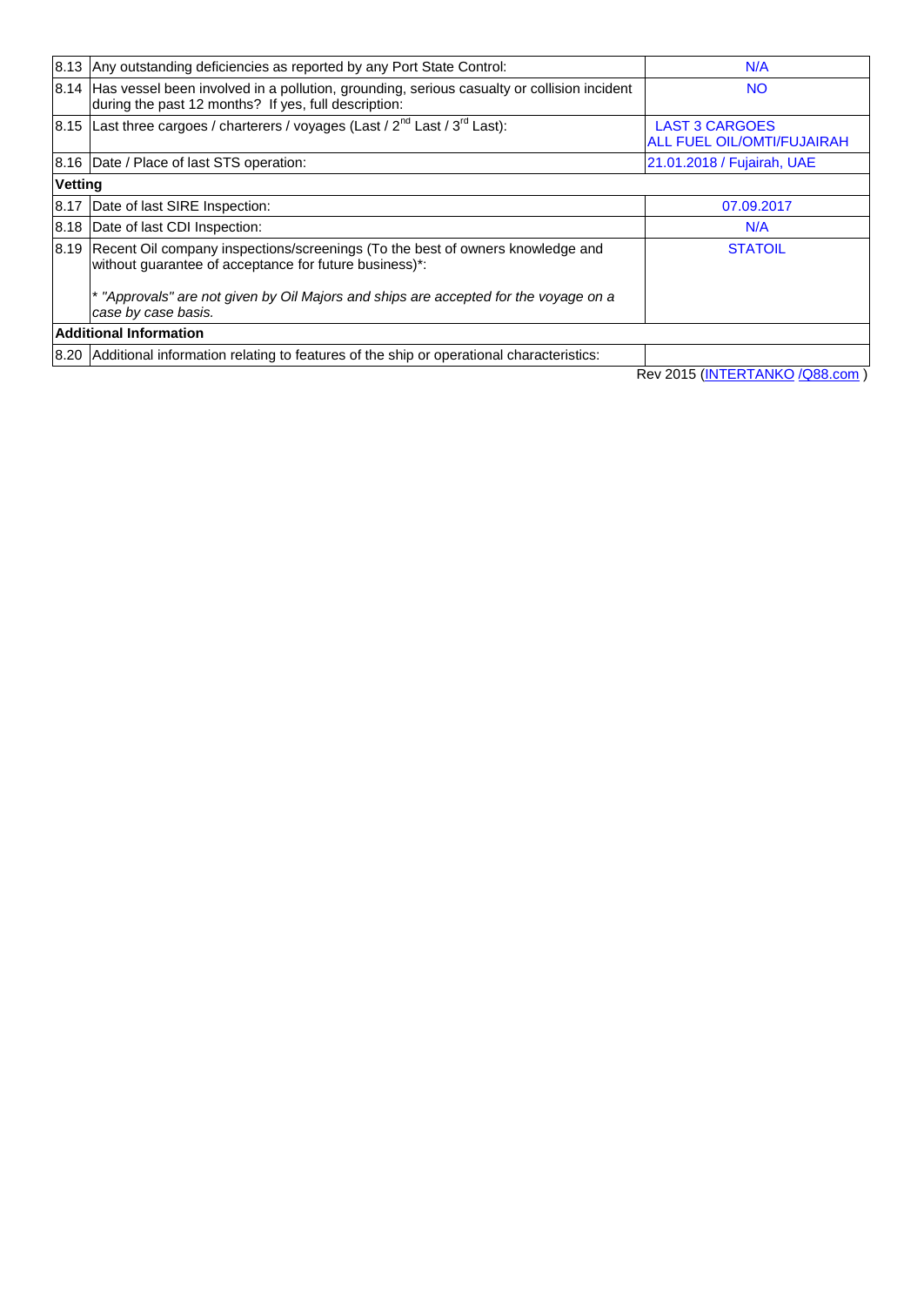| | | |
|---|---|---|
| 8.13 | Any outstanding deficiencies as reported by any Port State Control: | N/A |
| 8.14 | Has vessel been involved in a pollution, grounding, serious casualty or collision incident during the past 12 months? If yes, full description: | NO |
| 8.15 | Last three cargoes / charterers / voyages (Last / 2nd Last / 3rd Last): | LAST 3 CARGOES ALL FUEL OIL/OMTI/FUJAIRAH |
| 8.16 | Date / Place of last STS operation: | 21.01.2018 / Fujairah, UAE |
| **Vetting** | | |
| 8.17 | Date of last SIRE Inspection: | 07.09.2017 |
| 8.18 | Date of last CDI Inspection: | N/A |
| 8.19 | Recent Oil company inspections/screenings (To the best of owners knowledge and without guarantee of acceptance for future business)*:<br><br>*\* "Approvals" are not given by Oil Majors and ships are accepted for the voyage on a case by case basis.* | STATOIL |
| **Additional Information** | | |
| 8.20 | Additional information relating to features of the ship or operational characteristics: | |

Rev 2015 (INTERTANKO /Q88.com )